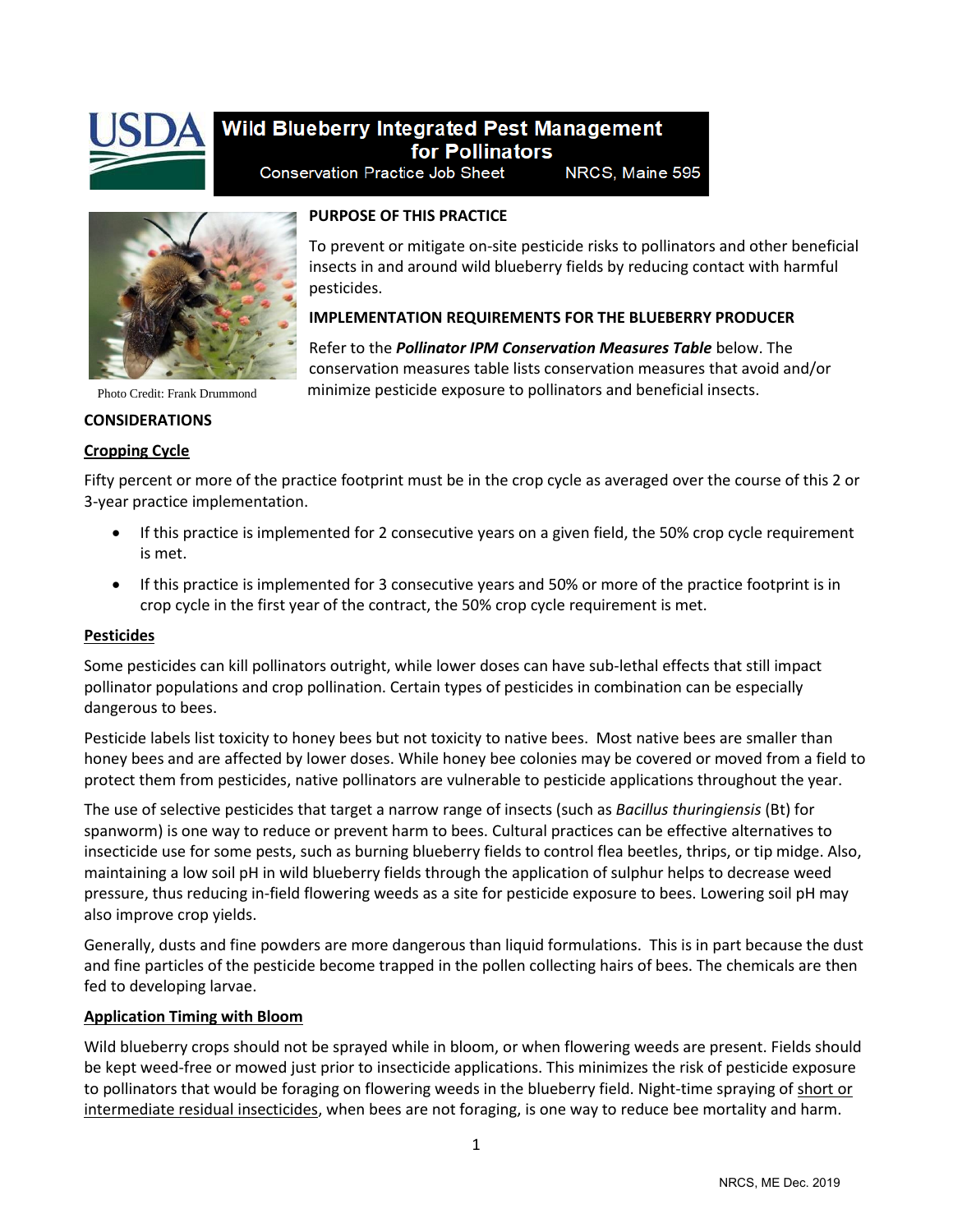# Wild Blueberry Integrated Pest Management for Pollinators

Conservation Practice Job Sheet NRCS, Maine 595

Photo Credit: Frank Drummond

## PURPOSE OF THIS PRACTICE

To prevent or mitigate on-site pesticide risks to pollinators and other beneficial insects in and around wild blueberry fields by reducing contact with harmful pesticides.

## IMPLEMENTATION REQUIREMENTS FOR THE BLUEBERRY PRODUCER

Refer to the ***Pollinator IPM Conservation Measures Table*** below. The conservation measures table lists conservation measures that avoid and/or minimize pesticide exposure to pollinators and beneficial insects.

## CONSIDERATIONS

### Cropping Cycle

Fifty percent or more of the practice footprint must be in the crop cycle as averaged over the course of this 2 or 3-year practice implementation.

- If this practice is implemented for 2 consecutive years on a given field, the 50% crop cycle requirement is met.
- If this practice is implemented for 3 consecutive years and 50% or more of the practice footprint is in crop cycle in the first year of the contract, the 50% crop cycle requirement is met.

### Pesticides

Some pesticides can kill pollinators outright, while lower doses can have sub-lethal effects that still impact pollinator populations and crop pollination. Certain types of pesticides in combination can be especially dangerous to bees.

Pesticide labels list toxicity to honey bees but not toxicity to native bees. Most native bees are smaller than honey bees and are affected by lower doses. While honey bee colonies may be covered or moved from a field to protect them from pesticides, native pollinators are vulnerable to pesticide applications throughout the year.

The use of selective pesticides that target a narrow range of insects (such as *Bacillus thuringiensis* (Bt) for spanworm) is one way to reduce or prevent harm to bees. Cultural practices can be effective alternatives to insecticide use for some pests, such as burning blueberry fields to control flea beetles, thrips, or tip midge. Also, maintaining a low soil pH in wild blueberry fields through the application of sulphur helps to decrease weed pressure, thus reducing in-field flowering weeds as a site for pesticide exposure to bees. Lowering soil pH may also improve crop yields.

Generally, dusts and fine powders are more dangerous than liquid formulations. This is in part because the dust and fine particles of the pesticide become trapped in the pollen collecting hairs of bees. The chemicals are then fed to developing larvae.

### Application Timing with Bloom

Wild blueberry crops should not be sprayed while in bloom, or when flowering weeds are present. Fields should be kept weed-free or mowed just prior to insecticide applications. This minimizes the risk of pesticide exposure to pollinators that would be foraging on flowering weeds in the blueberry field. Night-time spraying of short or intermediate residual insecticides, when bees are not foraging, is one way to reduce bee mortality and harm.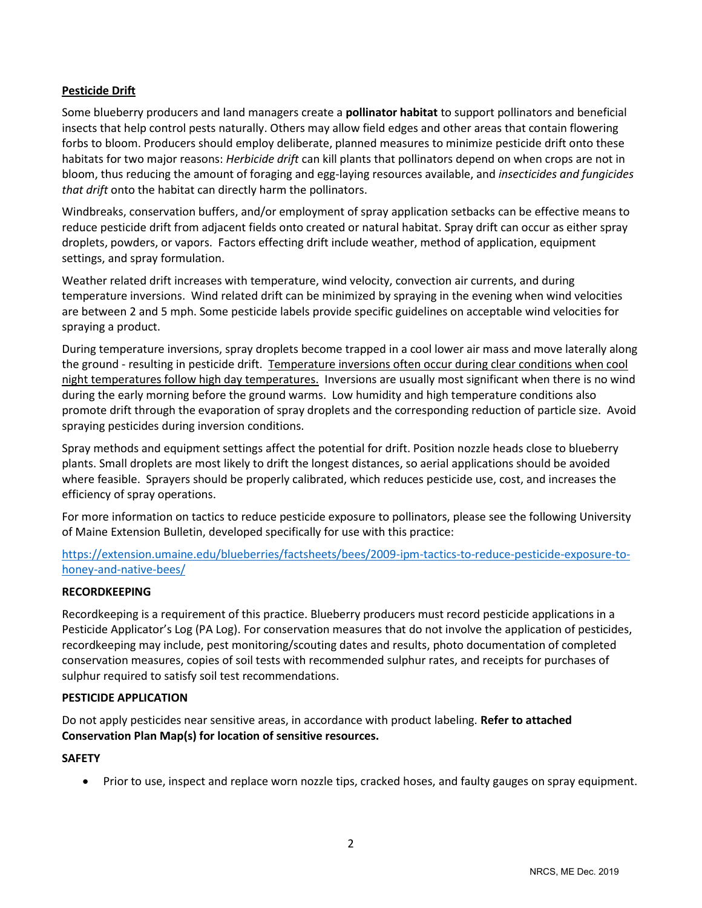## Pesticide Drift

Some blueberry producers and land managers create a **pollinator habitat** to support pollinators and beneficial insects that help control pests naturally. Others may allow field edges and other areas that contain flowering forbs to bloom. Producers should employ deliberate, planned measures to minimize pesticide drift onto these habitats for two major reasons: *Herbicide drift* can kill plants that pollinators depend on when crops are not in bloom, thus reducing the amount of foraging and egg-laying resources available, and *insecticides and fungicides that drift* onto the habitat can directly harm the pollinators.

Windbreaks, conservation buffers, and/or employment of spray application setbacks can be effective means to reduce pesticide drift from adjacent fields onto created or natural habitat. Spray drift can occur as either spray droplets, powders, or vapors. Factors effecting drift include weather, method of application, equipment settings, and spray formulation.

Weather related drift increases with temperature, wind velocity, convection air currents, and during temperature inversions. Wind related drift can be minimized by spraying in the evening when wind velocities are between 2 and 5 mph. Some pesticide labels provide specific guidelines on acceptable wind velocities for spraying a product.

During temperature inversions, spray droplets become trapped in a cool lower air mass and move laterally along the ground - resulting in pesticide drift. Temperature inversions often occur during clear conditions when cool night temperatures follow high day temperatures. Inversions are usually most significant when there is no wind during the early morning before the ground warms. Low humidity and high temperature conditions also promote drift through the evaporation of spray droplets and the corresponding reduction of particle size. Avoid spraying pesticides during inversion conditions.

Spray methods and equipment settings affect the potential for drift. Position nozzle heads close to blueberry plants. Small droplets are most likely to drift the longest distances, so aerial applications should be avoided where feasible. Sprayers should be properly calibrated, which reduces pesticide use, cost, and increases the efficiency of spray operations.

For more information on tactics to reduce pesticide exposure to pollinators, please see the following University of Maine Extension Bulletin, developed specifically for use with this practice:

https://extension.umaine.edu/blueberries/factsheets/bees/2009-ipm-tactics-to-reduce-pesticide-exposure-to-honey-and-native-bees/

### RECORDKEEPING

Recordkeeping is a requirement of this practice. Blueberry producers must record pesticide applications in a Pesticide Applicator's Log (PA Log). For conservation measures that do not involve the application of pesticides, recordkeeping may include, pest monitoring/scouting dates and results, photo documentation of completed conservation measures, copies of soil tests with recommended sulphur rates, and receipts for purchases of sulphur required to satisfy soil test recommendations.

### PESTICIDE APPLICATION

Do not apply pesticides near sensitive areas, in accordance with product labeling. **Refer to attached Conservation Plan Map(s) for location of sensitive resources.**

### SAFETY

- Prior to use, inspect and replace worn nozzle tips, cracked hoses, and faulty gauges on spray equipment.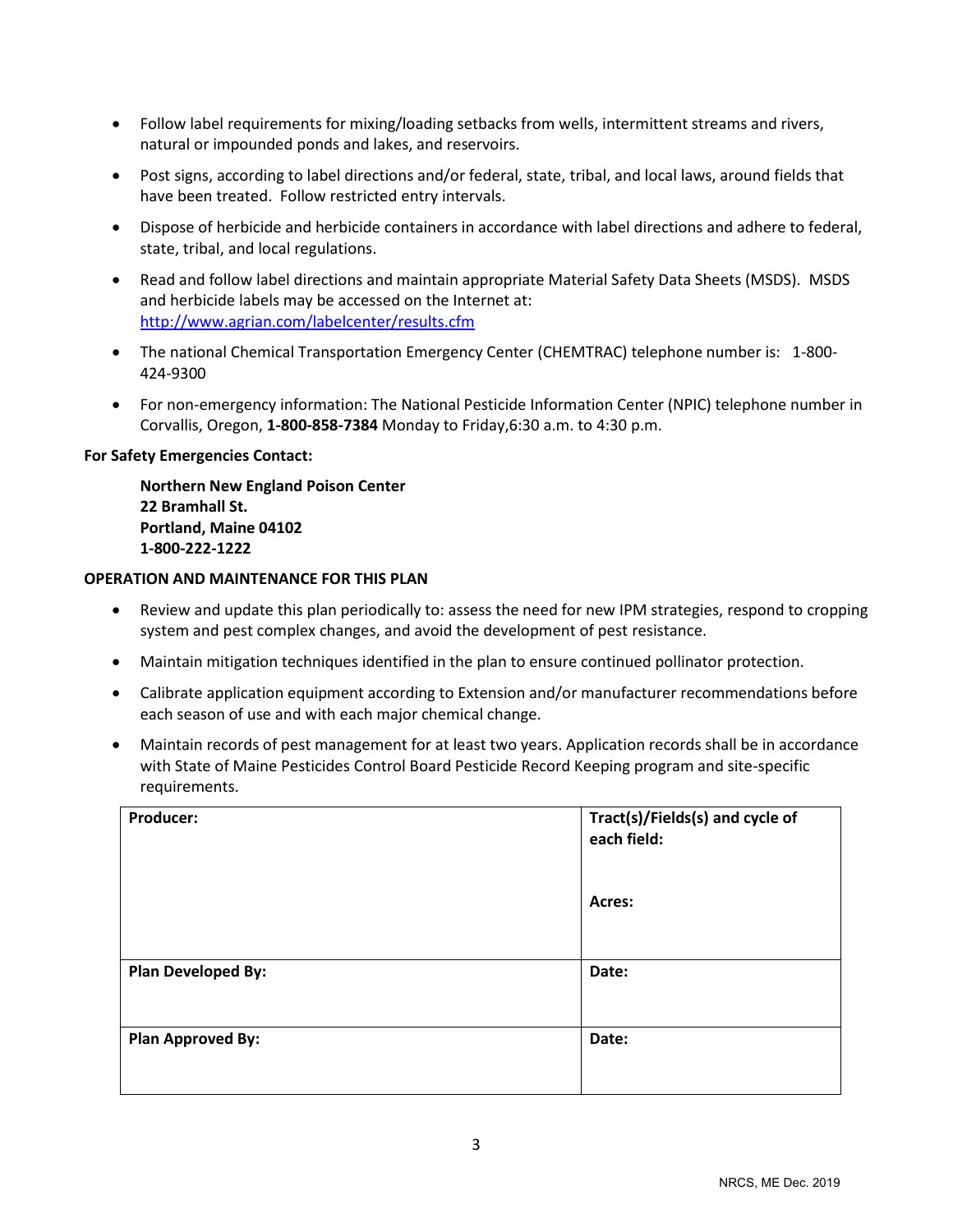- Follow label requirements for mixing/loading setbacks from wells, intermittent streams and rivers, natural or impounded ponds and lakes, and reservoirs.
- Post signs, according to label directions and/or federal, state, tribal, and local laws, around fields that have been treated. Follow restricted entry intervals.
- Dispose of herbicide and herbicide containers in accordance with label directions and adhere to federal, state, tribal, and local regulations.
- Read and follow label directions and maintain appropriate Material Safety Data Sheets (MSDS). MSDS and herbicide labels may be accessed on the Internet at: http://www.agrian.com/labelcenter/results.cfm
- The national Chemical Transportation Emergency Center (CHEMTRAC) telephone number is: 1-800-424-9300
- For non-emergency information: The National Pesticide Information Center (NPIC) telephone number in Corvallis, Oregon, **1-800-858-7384** Monday to Friday,6:30 a.m. to 4:30 p.m.

**For Safety Emergencies Contact:**

**Northern New England Poison Center**
**22 Bramhall St.**
**Portland, Maine 04102**
**1-800-222-1222**

**OPERATION AND MAINTENANCE FOR THIS PLAN**

- Review and update this plan periodically to: assess the need for new IPM strategies, respond to cropping system and pest complex changes, and avoid the development of pest resistance.
- Maintain mitigation techniques identified in the plan to ensure continued pollinator protection.
- Calibrate application equipment according to Extension and/or manufacturer recommendations before each season of use and with each major chemical change.
- Maintain records of pest management for at least two years. Application records shall be in accordance with State of Maine Pesticides Control Board Pesticide Record Keeping program and site-specific requirements.

| **Producer:** | **Tract(s)/Fields(s) and cycle of each field:**<br><br>**Acres:** |
|---|---|
| **Plan Developed By:** | **Date:** |
| **Plan Approved By:** | **Date:** |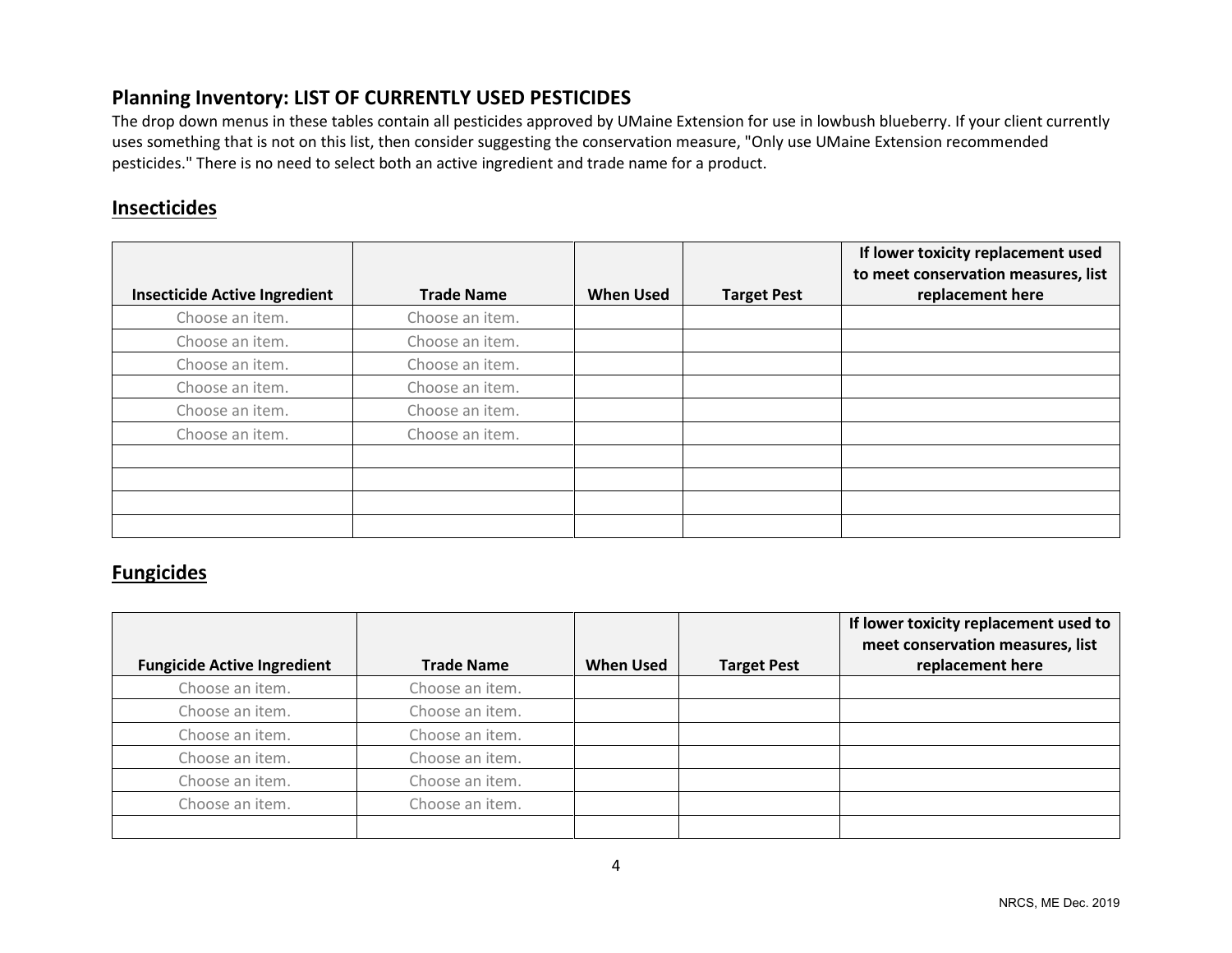## Planning Inventory: LIST OF CURRENTLY USED PESTICIDES

The drop down menus in these tables contain all pesticides approved by UMaine Extension for use in lowbush blueberry. If your client currently uses something that is not on this list, then consider suggesting the conservation measure, "Only use UMaine Extension recommended pesticides." There is no need to select both an active ingredient and trade name for a product.

### Insecticides

| Insecticide Active Ingredient | Trade Name | When Used | Target Pest | If lower toxicity replacement used to meet conservation measures, list replacement here |
|---|---|---|---|---|
| Choose an item. | Choose an item. | | | |
| Choose an item. | Choose an item. | | | |
| Choose an item. | Choose an item. | | | |
| Choose an item. | Choose an item. | | | |
| Choose an item. | Choose an item. | | | |
| Choose an item. | Choose an item. | | | |
| | | | | |
| | | | | |
| | | | | |
| | | | | |

### Fungicides

| Fungicide Active Ingredient | Trade Name | When Used | Target Pest | If lower toxicity replacement used to meet conservation measures, list replacement here |
|---|---|---|---|---|
| Choose an item. | Choose an item. | | | |
| Choose an item. | Choose an item. | | | |
| Choose an item. | Choose an item. | | | |
| Choose an item. | Choose an item. | | | |
| Choose an item. | Choose an item. | | | |
| Choose an item. | Choose an item. | | | |
| | | | | |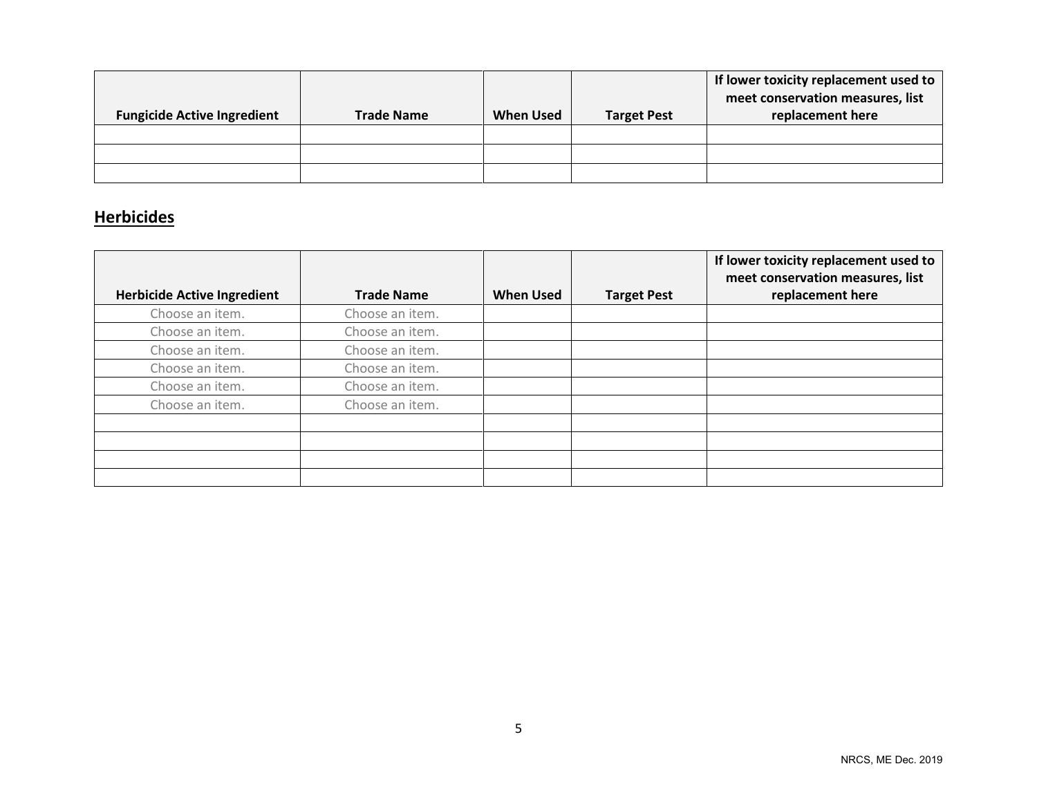| Fungicide Active Ingredient | Trade Name | When Used | Target Pest | If lower toxicity replacement used to meet conservation measures, list replacement here |
|---|---|---|---|---|
| | | | | |
| | | | | |
| | | | | |

## Herbicides

| Herbicide Active Ingredient | Trade Name | When Used | Target Pest | If lower toxicity replacement used to meet conservation measures, list replacement here |
|---|---|---|---|---|
| Choose an item. | Choose an item. | | | |
| Choose an item. | Choose an item. | | | |
| Choose an item. | Choose an item. | | | |
| Choose an item. | Choose an item. | | | |
| Choose an item. | Choose an item. | | | |
| Choose an item. | Choose an item. | | | |
| | | | | |
| | | | | |
| | | | | |
| | | | | |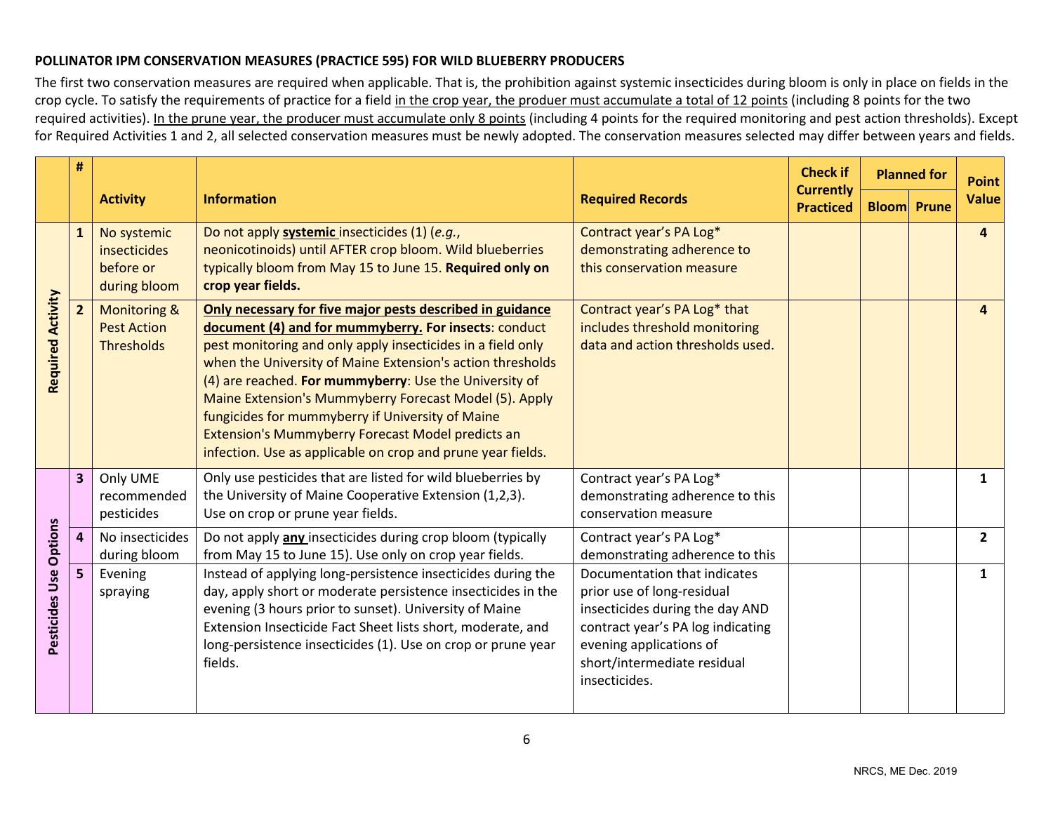**POLLINATOR IPM CONSERVATION MEASURES (PRACTICE 595) FOR WILD BLUEBERRY PRODUCERS**

The first two conservation measures are required when applicable. That is, the prohibition against systemic insecticides during bloom is only in place on fields in the crop cycle. To satisfy the requirements of practice for a field in the crop year, the produer must accumulate a total of 12 points (including 8 points for the two required activities). In the prune year, the producer must accumulate only 8 points (including 4 points for the required monitoring and pest action thresholds). Except for Required Activities 1 and 2, all selected conservation measures must be newly adopted. The conservation measures selected may differ between years and fields.

| | # | Activity | Information | Required Records | Check if Currently Practiced | Planned for | | Point Value |
|---|---|---|---|---|---|---|---|---|
| | | | | | | Bloom | Prune | |
| Required Activity | 1 | No systemic insecticides before or during bloom | Do not apply **systemic** insecticides (1) (*e.g.*, neonicotinoids) until AFTER crop bloom. Wild blueberries typically bloom from May 15 to June 15. **Required only on crop year fields.** | Contract year's PA Log* demonstrating adherence to this conservation measure | | | | **4** |
| Required Activity | 2 | Monitoring & Pest Action Thresholds | **Only necessary for five major pests described in guidance document (4) and for mummyberry. For insects**: conduct pest monitoring and only apply insecticides in a field only when the University of Maine Extension's action thresholds (4) are reached. **For mummyberry**: Use the University of Maine Extension's Mummyberry Forecast Model (5). Apply fungicides for mummyberry if University of Maine Extension's Mummyberry Forecast Model predicts an infection. Use as applicable on crop and prune year fields. | Contract year's PA Log* that includes threshold monitoring data and action thresholds used. | | | | **4** |
| Pesticides Use Options | 3 | Only UME recommended pesticides | Only use pesticides that are listed for wild blueberries by the University of Maine Cooperative Extension (1,2,3). Use on crop or prune year fields. | Contract year's PA Log* demonstrating adherence to this conservation measure | | | | **1** |
| Pesticides Use Options | 4 | No insecticides during bloom | Do not apply **any** insecticides during crop bloom (typically from May 15 to June 15). Use only on crop year fields. | Contract year's PA Log* demonstrating adherence to this | | | | **2** |
| Pesticides Use Options | 5 | Evening spraying | Instead of applying long-persistence insecticides during the day, apply short or moderate persistence insecticides in the evening (3 hours prior to sunset). University of Maine Extension Insecticide Fact Sheet lists short, moderate, and long-persistence insecticides (1). Use on crop or prune year fields. | Documentation that indicates prior use of long-residual insecticides during the day AND contract year's PA log indicating evening applications of short/intermediate residual insecticides. | | | | **1** |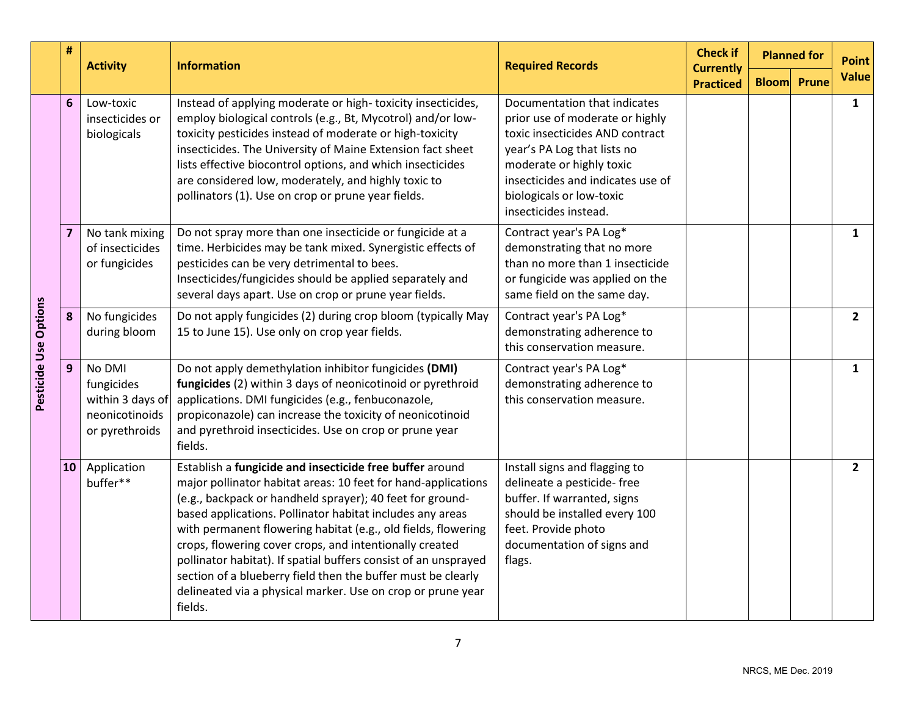|  | # | Activity | Information | Required Records | Check if Currently Practiced | Planned for |  | Point Value |
|---|---|---|---|---|---|---|---|---|
|  |  |  |  |  |  | Bloom | Prune |  |
| Pesticide Use Options | 6 | Low-toxic insecticides or biologicals | Instead of applying moderate or high- toxicity insecticides, employ biological controls (e.g., Bt, Mycotrol) and/or low-toxicity pesticides instead of moderate or high-toxicity insecticides. The University of Maine Extension fact sheet lists effective biocontrol options, and which insecticides are considered low, moderately, and highly toxic to pollinators (1). Use on crop or prune year fields. | Documentation that indicates prior use of moderate or highly toxic insecticides AND contract year's PA Log that lists no moderate or highly toxic insecticides and indicates use of biologicals or low-toxic insecticides instead. |  |  |  | **1** |
|  | 7 | No tank mixing of insecticides or fungicides | Do not spray more than one insecticide or fungicide at a time. Herbicides may be tank mixed. Synergistic effects of pesticides can be very detrimental to bees. Insecticides/fungicides should be applied separately and several days apart. Use on crop or prune year fields. | Contract year's PA Log* demonstrating that no more than no more than 1 insecticide or fungicide was applied on the same field on the same day. |  |  |  | **1** |
|  | 8 | No fungicides during bloom | Do not apply fungicides (2) during crop bloom (typically May 15 to June 15). Use only on crop year fields. | Contract year's PA Log* demonstrating adherence to this conservation measure. |  |  |  | **2** |
|  | 9 | No DMI fungicides within 3 days of neonicotinoids or pyrethroids | Do not apply demethylation inhibitor fungicides **(DMI) fungicides** (2) within 3 days of neonicotinoid or pyrethroid applications. DMI fungicides (e.g., fenbuconazole, propiconazole) can increase the toxicity of neonicotinoid and pyrethroid insecticides. Use on crop or prune year fields. | Contract year's PA Log* demonstrating adherence to this conservation measure. |  |  |  | **1** |
|  | 10 | Application buffer** | Establish a **fungicide and insecticide free buffer** around major pollinator habitat areas: 10 feet for hand-applications (e.g., backpack or handheld sprayer); 40 feet for ground-based applications. Pollinator habitat includes any areas with permanent flowering habitat (e.g., old fields, flowering crops, flowering cover crops, and intentionally created pollinator habitat). If spatial buffers consist of an unsprayed section of a blueberry field then the buffer must be clearly delineated via a physical marker. Use on crop or prune year fields. | Install signs and flagging to delineate a pesticide- free buffer. If warranted, signs should be installed every 100 feet. Provide photo documentation of signs and flags. |  |  |  | **2** |

NRCS, ME Dec. 2019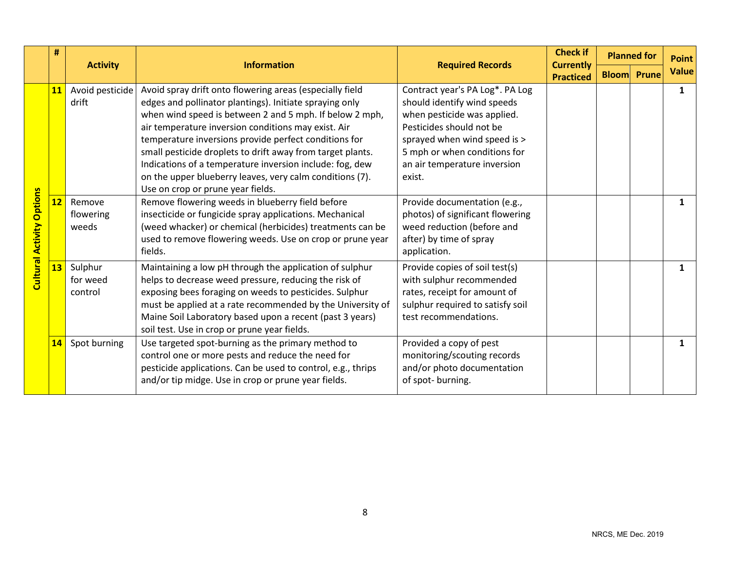| | # | Activity | Information | Required Records | Check if Currently Practiced | Planned for | | Point Value |
|---|---|---|---|---|---|---|---|---|
| | | | | | | Bloom | Prune | |
| Cultural Activity Options | 11 | Avoid pesticide drift | Avoid spray drift onto flowering areas (especially field edges and pollinator plantings). Initiate spraying only when wind speed is between 2 and 5 mph. If below 2 mph, air temperature inversion conditions may exist. Air temperature inversions provide perfect conditions for small pesticide droplets to drift away from target plants. Indications of a temperature inversion include: fog, dew on the upper blueberry leaves, very calm conditions (7). Use on crop or prune year fields. | Contract year's PA Log*. PA Log should identify wind speeds when pesticide was applied. Pesticides should not be sprayed when wind speed is > 5 mph or when conditions for an air temperature inversion exist. | | | | 1 |
| | 12 | Remove flowering weeds | Remove flowering weeds in blueberry field before insecticide or fungicide spray applications. Mechanical (weed whacker) or chemical (herbicides) treatments can be used to remove flowering weeds. Use on crop or prune year fields. | Provide documentation (e.g., photos) of significant flowering weed reduction (before and after) by time of spray application. | | | | 1 |
| | 13 | Sulphur for weed control | Maintaining a low pH through the application of sulphur helps to decrease weed pressure, reducing the risk of exposing bees foraging on weeds to pesticides. Sulphur must be applied at a rate recommended by the University of Maine Soil Laboratory based upon a recent (past 3 years) soil test. Use in crop or prune year fields. | Provide copies of soil test(s) with sulphur recommended rates, receipt for amount of sulphur required to satisfy soil test recommendations. | | | | 1 |
| | 14 | Spot burning | Use targeted spot-burning as the primary method to control one or more pests and reduce the need for pesticide applications. Can be used to control, e.g., thrips and/or tip midge. Use in crop or prune year fields. | Provided a copy of pest monitoring/scouting records and/or photo documentation of spot- burning. | | | | 1 |

NRCS, ME Dec. 2019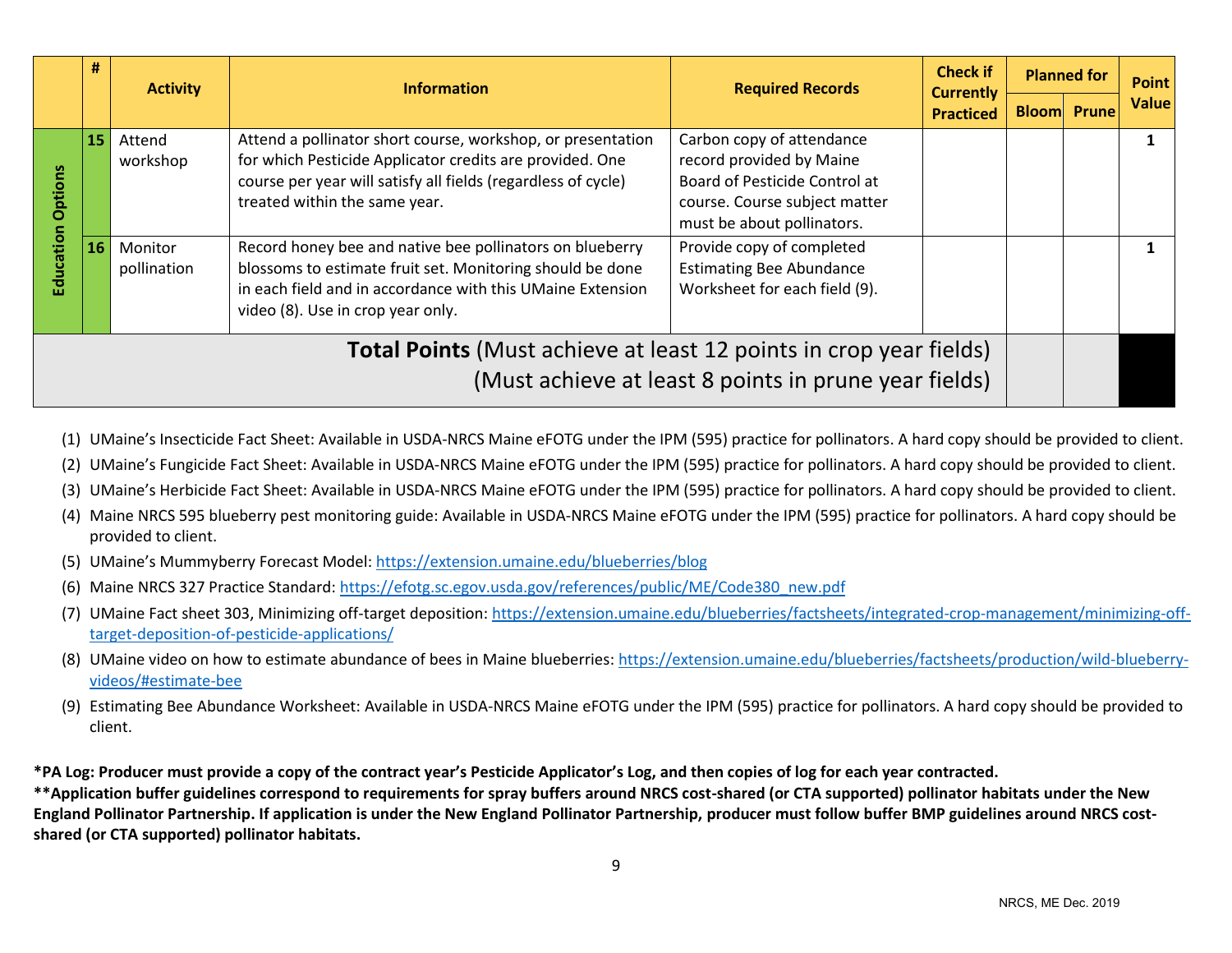| | # | Activity | Information | Required Records | Check if Currently Practiced | Planned for | | Point Value |
|---|---|---|---|---|---|---|---|---|
| | | | | | | Bloom | Prune | |
| Education Options | 15 | Attend workshop | Attend a pollinator short course, workshop, or presentation for which Pesticide Applicator credits are provided. One course per year will satisfy all fields (regardless of cycle) treated within the same year. | Carbon copy of attendance record provided by Maine Board of Pesticide Control at course. Course subject matter must be about pollinators. | | | | 1 |
| | 16 | Monitor pollination | Record honey bee and native bee pollinators on blueberry blossoms to estimate fruit set. Monitoring should be done in each field and in accordance with this UMaine Extension video (8). Use in crop year only. | Provide copy of completed Estimating Bee Abundance Worksheet for each field (9). | | | | 1 |
| **Total Points** (Must achieve at least 12 points in crop year fields) (Must achieve at least 8 points in prune year fields) | | | | | | | | |

(1) UMaine's Insecticide Fact Sheet: Available in USDA-NRCS Maine eFOTG under the IPM (595) practice for pollinators. A hard copy should be provided to client.

(2) UMaine's Fungicide Fact Sheet: Available in USDA-NRCS Maine eFOTG under the IPM (595) practice for pollinators. A hard copy should be provided to client.

(3) UMaine's Herbicide Fact Sheet: Available in USDA-NRCS Maine eFOTG under the IPM (595) practice for pollinators. A hard copy should be provided to client.

(4) Maine NRCS 595 blueberry pest monitoring guide: Available in USDA-NRCS Maine eFOTG under the IPM (595) practice for pollinators. A hard copy should be provided to client.

(5) UMaine's Mummyberry Forecast Model: https://extension.umaine.edu/blueberries/blog

(6) Maine NRCS 327 Practice Standard: https://efotg.sc.egov.usda.gov/references/public/ME/Code380_new.pdf

(7) UMaine Fact sheet 303, Minimizing off-target deposition: https://extension.umaine.edu/blueberries/factsheets/integrated-crop-management/minimizing-off-target-deposition-of-pesticide-applications/

(8) UMaine video on how to estimate abundance of bees in Maine blueberries: https://extension.umaine.edu/blueberries/factsheets/production/wild-blueberry-videos/#estimate-bee

(9) Estimating Bee Abundance Worksheet: Available in USDA-NRCS Maine eFOTG under the IPM (595) practice for pollinators. A hard copy should be provided to client.

**\*PA Log: Producer must provide a copy of the contract year's Pesticide Applicator's Log, and then copies of log for each year contracted.**
**\*\*Application buffer guidelines correspond to requirements for spray buffers around NRCS cost-shared (or CTA supported) pollinator habitats under the New England Pollinator Partnership. If application is under the New England Pollinator Partnership, producer must follow buffer BMP guidelines around NRCS cost-shared (or CTA supported) pollinator habitats.**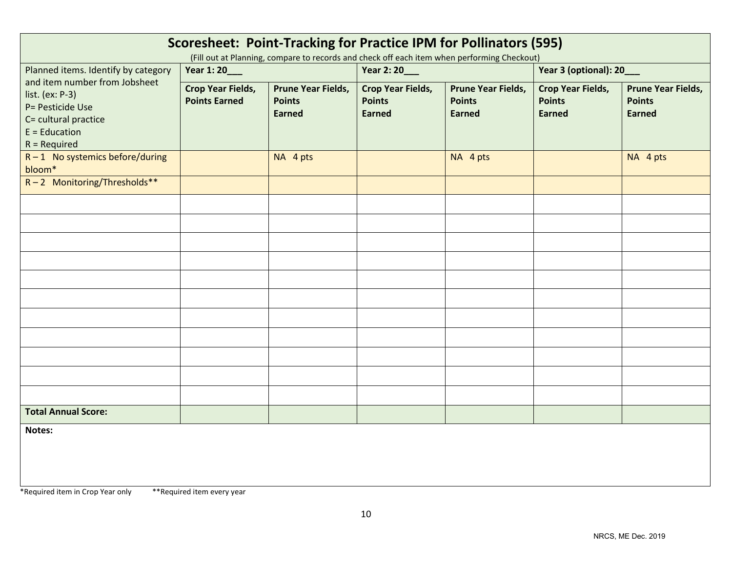## Scoresheet: Point-Tracking for Practice IPM for Pollinators (595)

(Fill out at Planning, compare to records and check off each item when performing Checkout)

| Planned items. Identify by category and item number from Jobsheet list. (ex: P-3)<br>P= Pesticide Use<br>C= cultural practice<br>E = Education<br>R = Required | Year 1: 20___ | | Year 2: 20___ | | Year 3 (optional): 20___ | |
|---|---|---|---|---|---|---|
| | **Crop Year Fields, Points Earned** | **Prune Year Fields, Points Earned** | **Crop Year Fields, Points Earned** | **Prune Year Fields, Points Earned** | **Crop Year Fields, Points Earned** | **Prune Year Fields, Points Earned** |
| R – 1 No systemics before/during bloom* | | NA 4 pts | | NA 4 pts | | NA 4 pts |
| R – 2 Monitoring/Thresholds** | | | | | | |
| | | | | | | |
| | | | | | | |
| | | | | | | |
| | | | | | | |
| | | | | | | |
| | | | | | | |
| | | | | | | |
| | | | | | | |
| | | | | | | |
| | | | | | | |
| | | | | | | |
| **Total Annual Score:** | | | | | | |

**Notes:**

*Required item in Crop Year only　　**Required item every year

NRCS, ME Dec. 2019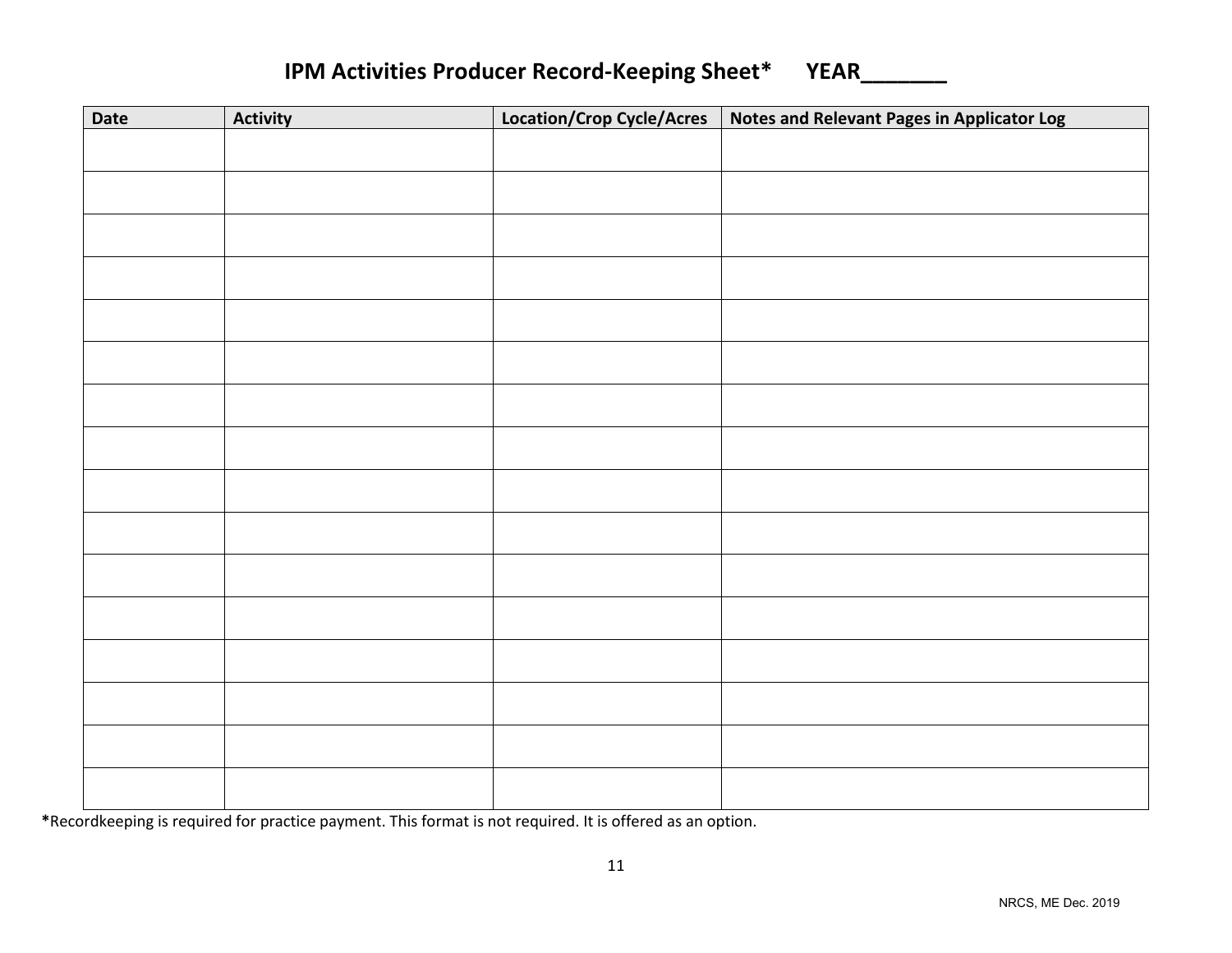# IPM Activities Producer Record-Keeping Sheet* YEAR_______

| Date | Activity | Location/Crop Cycle/Acres | Notes and Relevant Pages in Applicator Log |
|---|---|---|---|
| | | | |
| | | | |
| | | | |
| | | | |
| | | | |
| | | | |
| | | | |
| | | | |
| | | | |
| | | | |
| | | | |
| | | | |
| | | | |
| | | | |
| | | | |
| | | | |

**\***Recordkeeping is required for practice payment. This format is not required. It is offered as an option.

NRCS, ME Dec. 2019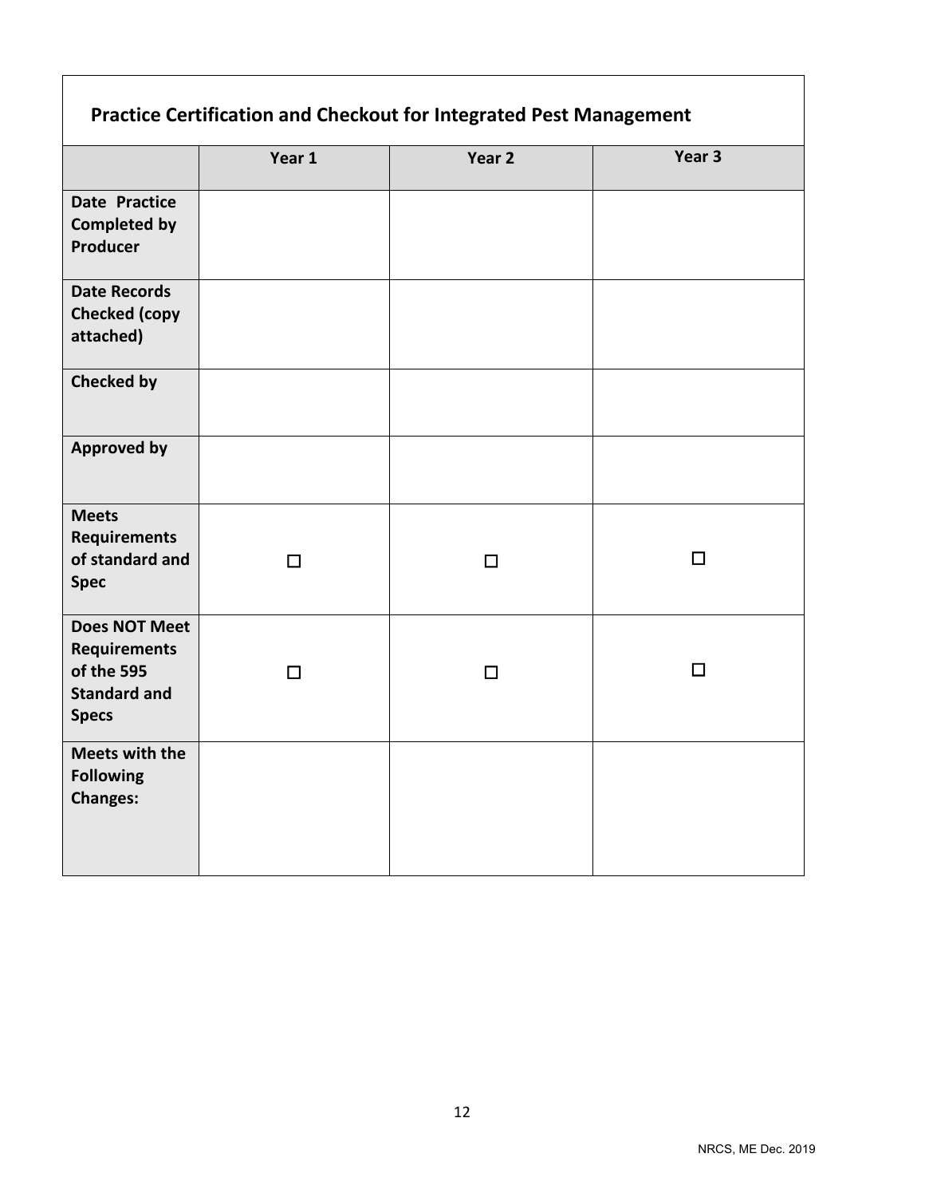## Practice Certification and Checkout for Integrated Pest Management

| | Year 1 | Year 2 | Year 3 |
|---|---|---|---|
| **Date Practice Completed by Producer** | | | |
| **Date Records Checked (copy attached)** | | | |
| **Checked by** | | | |
| **Approved by** | | | |
| **Meets Requirements of standard and Spec** | ☐ | ☐ | ☐ |
| **Does NOT Meet Requirements of the 595 Standard and Specs** | ☐ | ☐ | ☐ |
| **Meets with the Following Changes:** | | | |

NRCS, ME Dec. 2019